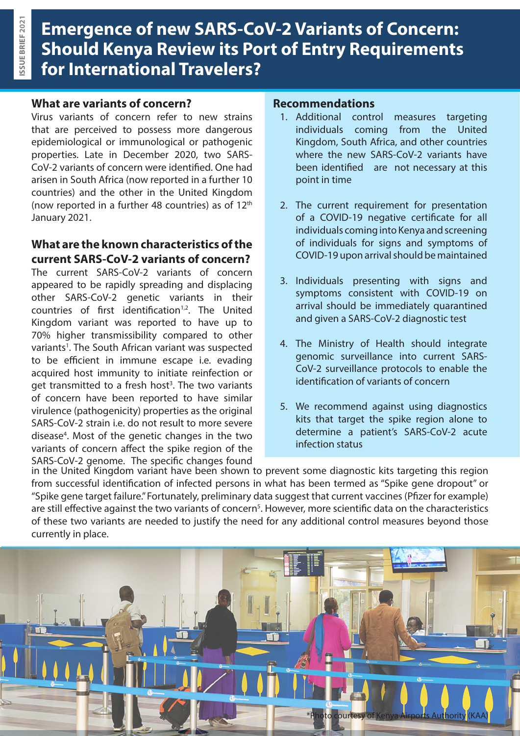ISSUE BRIEF 2021

# Emergence of new SARS-CoV-2 Variants of Concern: Should Kenya Review its Port of Entry Requirements for International Travelers?

## What are variants of concern?

Virus variants of concern refer to new strains that are perceived to possess more dangerous epidemiological or immunological or pathogenic properties. Late in December 2020, two SARS-CoV-2 variants of concern were identified. One had arisen in South Africa (now reported in a further 10 countries) and the other in the United Kingdom (now reported in a further 48 countries) as of 12th January 2021.

## What are the known characteristics of the current SARS-CoV-2 variants of concern?

The current SARS-CoV-2 variants of concern appeared to be rapidly spreading and displacing other SARS-CoV-2 genetic variants in their countries of first identification[1,2]. The United Kingdom variant was reported to have up to 70% higher transmissibility compared to other variants[1]. The South African variant was suspected to be efficient in immune escape i.e. evading acquired host immunity to initiate reinfection or get transmitted to a fresh host[3]. The two variants of concern have been reported to have similar virulence (pathogenicity) properties as the original SARS-CoV-2 strain i.e. do not result to more severe disease[4]. Most of the genetic changes in the two variants of concern affect the spike region of the SARS-CoV-2 genome. The specific changes found in the United Kingdom variant have been shown to prevent some diagnostic kits targeting this region from successful identification of infected persons in what has been termed as "Spike gene dropout" or "Spike gene target failure." Fortunately, preliminary data suggest that current vaccines (Pfizer for example) are still effective against the two variants of concern[5]. However, more scientific data on the characteristics of these two variants are needed to justify the need for any additional control measures beyond those currently in place.

## Recommendations

1. Additional control measures targeting individuals coming from the United Kingdom, South Africa, and other countries where the new SARS-CoV-2 variants have been identified are not necessary at this point in time
2. The current requirement for presentation of a COVID-19 negative certificate for all individuals coming into Kenya and screening of individuals for signs and symptoms of COVID-19 upon arrival should be maintained
3. Individuals presenting with signs and symptoms consistent with COVID-19 on arrival should be immediately quarantined and given a SARS-CoV-2 diagnostic test
4. The Ministry of Health should integrate genomic surveillance into current SARS-CoV-2 surveillance protocols to enable the identification of variants of concern
5. We recommend against using diagnostics kits that target the spike region alone to determine a patient's SARS-CoV-2 acute infection status

*Photo courtesy of Kenya Airports Authority (KAA)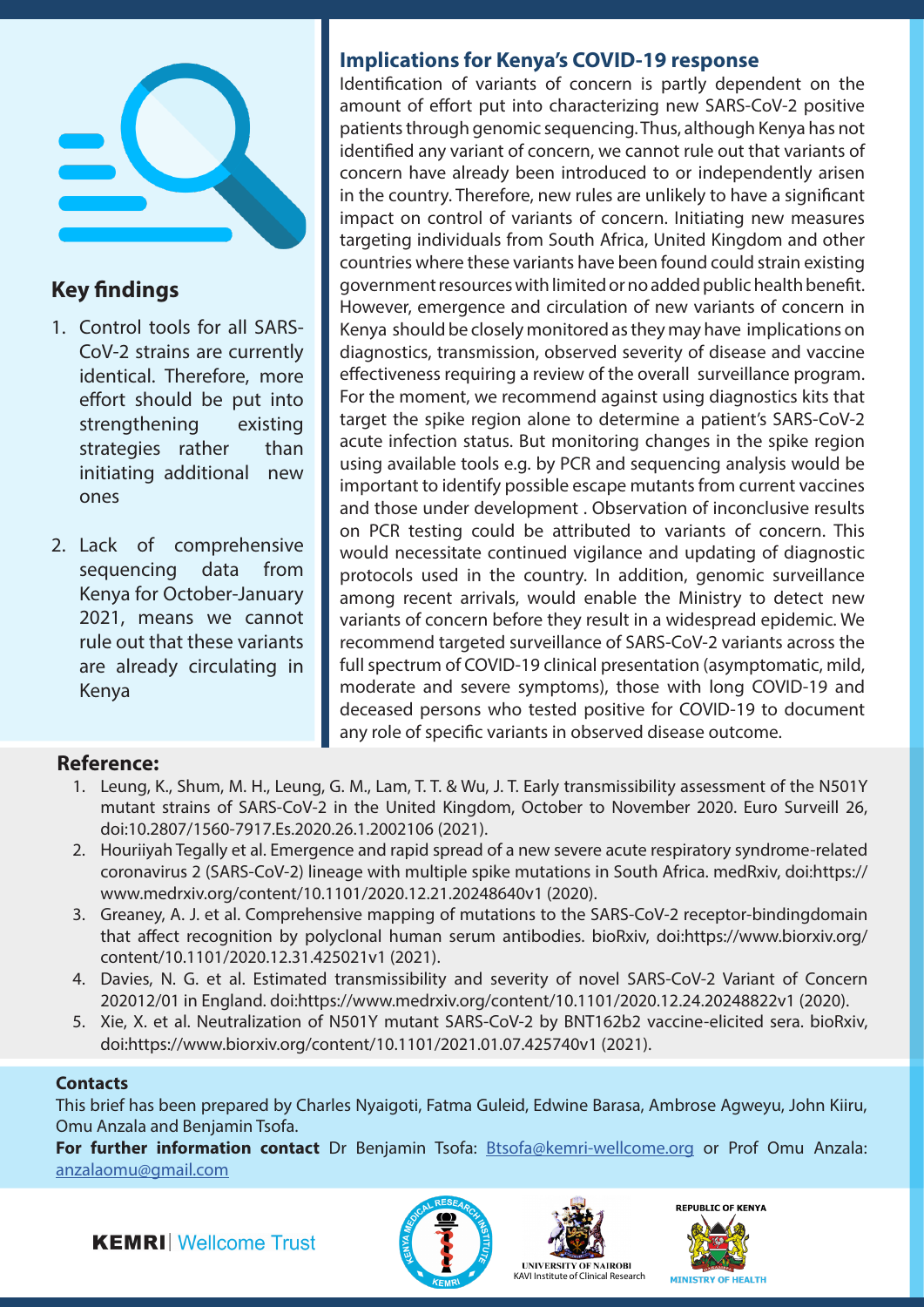## Key findings

1. Control tools for all SARS-CoV-2 strains are currently identical. Therefore, more effort should be put into strengthening existing strategies rather than initiating additional new ones
2. Lack of comprehensive sequencing data from Kenya for October-January 2021, means we cannot rule out that these variants are already circulating in Kenya

## Implications for Kenya's COVID-19 response

Identification of variants of concern is partly dependent on the amount of effort put into characterizing new SARS-CoV-2 positive patients through genomic sequencing. Thus, although Kenya has not identified any variant of concern, we cannot rule out that variants of concern have already been introduced to or independently arisen in the country. Therefore, new rules are unlikely to have a significant impact on control of variants of concern. Initiating new measures targeting individuals from South Africa, United Kingdom and other countries where these variants have been found could strain existing government resources with limited or no added public health benefit. However, emergence and circulation of new variants of concern in Kenya should be closely monitored as they may have implications on diagnostics, transmission, observed severity of disease and vaccine effectiveness requiring a review of the overall surveillance program. For the moment, we recommend against using diagnostics kits that target the spike region alone to determine a patient's SARS-CoV-2 acute infection status. But monitoring changes in the spike region using available tools e.g. by PCR and sequencing analysis would be important to identify possible escape mutants from current vaccines and those under development . Observation of inconclusive results on PCR testing could be attributed to variants of concern. This would necessitate continued vigilance and updating of diagnostic protocols used in the country. In addition, genomic surveillance among recent arrivals, would enable the Ministry to detect new variants of concern before they result in a widespread epidemic. We recommend targeted surveillance of SARS-CoV-2 variants across the full spectrum of COVID-19 clinical presentation (asymptomatic, mild, moderate and severe symptoms), those with long COVID-19 and deceased persons who tested positive for COVID-19 to document any role of specific variants in observed disease outcome.

## Reference:

1. Leung, K., Shum, M. H., Leung, G. M., Lam, T. T. & Wu, J. T. Early transmissibility assessment of the N501Y mutant strains of SARS-CoV-2 in the United Kingdom, October to November 2020. Euro Surveill 26, doi:10.2807/1560-7917.Es.2020.26.1.2002106 (2021).
2. Houriiyah Tegally et al. Emergence and rapid spread of a new severe acute respiratory syndrome-related coronavirus 2 (SARS-CoV-2) lineage with multiple spike mutations in South Africa. medRxiv, doi:https://www.medrxiv.org/content/10.1101/2020.12.21.20248640v1 (2020).
3. Greaney, A. J. et al. Comprehensive mapping of mutations to the SARS-CoV-2 receptor-bindingdomain that affect recognition by polyclonal human serum antibodies. bioRxiv, doi:https://www.biorxiv.org/content/10.1101/2020.12.31.425021v1 (2021).
4. Davies, N. G. et al. Estimated transmissibility and severity of novel SARS-CoV-2 Variant of Concern 202012/01 in England. doi:https://www.medrxiv.org/content/10.1101/2020.12.24.20248822v1 (2020).
5. Xie, X. et al. Neutralization of N501Y mutant SARS-CoV-2 by BNT162b2 vaccine-elicited sera. bioRxiv, doi:https://www.biorxiv.org/content/10.1101/2021.01.07.425740v1 (2021).

**Contacts**

This brief has been prepared by Charles Nyaigoti, Fatma Guleid, Edwine Barasa, Ambrose Agweyu, John Kiiru, Omu Anzala and Benjamin Tsofa.

**For further information contact** Dr Benjamin Tsofa: Btsofa@kemri-wellcome.org or Prof Omu Anzala: anzalaomu@gmail.com

KEMRI | Wellcome Trust

UNIVERSITY OF NAIROBI
KAVI Institute of Clinical Research

REPUBLIC OF KENYA
MINISTRY OF HEALTH